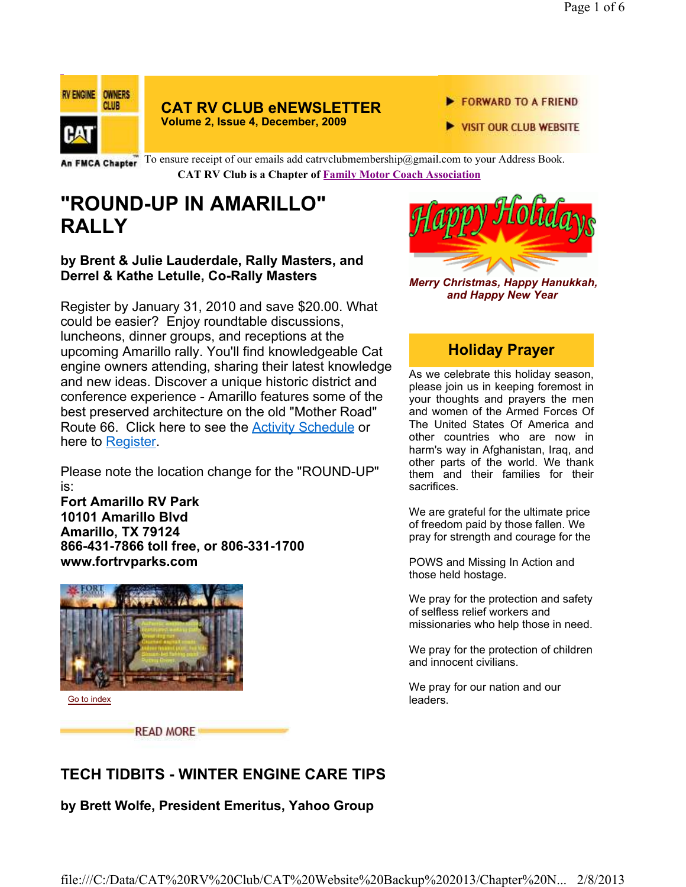# CAT RV CLUB eNEWSLETTER

**Volume 2, Issue 4, December, 2009**

FORWARD TO A FRIEND

VISIT OUR CLUB WEBSITE

An FMCA Chapter

To ensure receipt of our emails add catrvclubmembership@gmail.com to your Address Book.

**CAT RV Club is a Chapter of Family Motor Coach Association**

## "ROUND-UP IN AMARILLO" RALLY

**by Brent & Julie Lauderdale, Rally Masters, and Derrel & Kathe Letulle, Co-Rally Masters**

Register by January 31, 2010 and save $20.00. What could be easier? Enjoy roundtable discussions, luncheons, dinner groups, and receptions at the upcoming Amarillo rally. You'll find knowledgeable Cat engine owners attending, sharing their latest knowledge and new ideas. Discover a unique historic district and conference experience - Amarillo features some of the best preserved architecture on the old "Mother Road" Route 66. Click here to see the Activity Schedule or here to Register.

Please note the location change for the "ROUND-UP" is:

**Fort Amarillo RV Park**
**10101 Amarillo Blvd**
**Amarillo, TX 79124**
**866-431-7866 toll free, or 806-331-1700**
**www.fortrvparks.com**

Go to index

READ MORE

*Merry Christmas, Happy Hanukkah, and Happy New Year*

### Holiday Prayer

As we celebrate this holiday season, please join us in keeping foremost in your thoughts and prayers the men and women of the Armed Forces Of The United States Of America and other countries who are now in harm's way in Afghanistan, Iraq, and other parts of the world. We thank them and their families for their sacrifices.

We are grateful for the ultimate price of freedom paid by those fallen. We pray for strength and courage for the

POWS and Missing In Action and those held hostage.

We pray for the protection and safety of selfless relief workers and missionaries who help those in need.

We pray for the protection of children and innocent civilians.

We pray for our nation and our leaders.

## TECH TIDBITS - WINTER ENGINE CARE TIPS

**by Brett Wolfe, President Emeritus, Yahoo Group**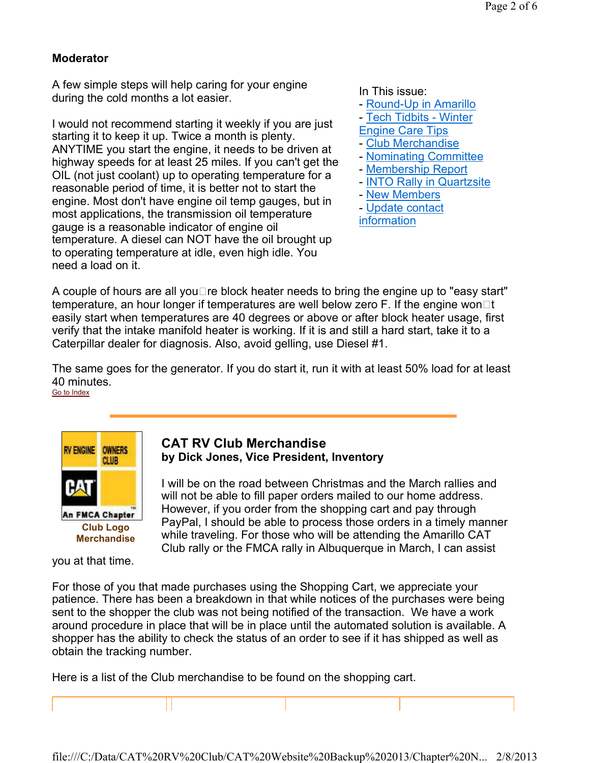**Moderator**

A few simple steps will help caring for your engine during the cold months a lot easier.

I would not recommend starting it weekly if you are just starting it to keep it up. Twice a month is plenty. ANYTIME you start the engine, it needs to be driven at highway speeds for at least 25 miles. If you can't get the OIL (not just coolant) up to operating temperature for a reasonable period of time, it is better not to start the engine. Most don't have engine oil temp gauges, but in most applications, the transmission oil temperature gauge is a reasonable indicator of engine oil temperature. A diesel can NOT have the oil brought up to operating temperature at idle, even high idle. You need a load on it.

In This issue:
- Round-Up in Amarillo
- Tech Tidbits - Winter Engine Care Tips
- Club Merchandise
- Nominating Committee
- Membership Report
- INTO Rally in Quartzsite
- New Members
- Update contact information

A couple of hours are all you're block heater needs to bring the engine up to "easy start" temperature, an hour longer if temperatures are well below zero F. If the engine won't easily start when temperatures are 40 degrees or above or after block heater usage, first verify that the intake manifold heater is working. If it is and still a hard start, take it to a Caterpillar dealer for diagnosis. Also, avoid gelling, use Diesel #1.

The same goes for the generator. If you do start it, run it with at least 50% load for at least 40 minutes.

Go to Index

---

## CAT RV Club Merchandise

**by Dick Jones, Vice President, Inventory**

**Club Logo Merchandise**

I will be on the road between Christmas and the March rallies and will not be able to fill paper orders mailed to our home address. However, if you order from the shopping cart and pay through PayPal, I should be able to process those orders in a timely manner while traveling. For those who will be attending the Amarillo CAT Club rally or the FMCA rally in Albuquerque in March, I can assist you at that time.

For those of you that made purchases using the Shopping Cart, we appreciate your patience. There has been a breakdown in that while notices of the purchases were being sent to the shopper the club was not being notified of the transaction. We have a work around procedure in place that will be in place until the automated solution is available. A shopper has the ability to check the status of an order to see if it has shipped as well as obtain the tracking number.

Here is a list of the Club merchandise to be found on the shopping cart.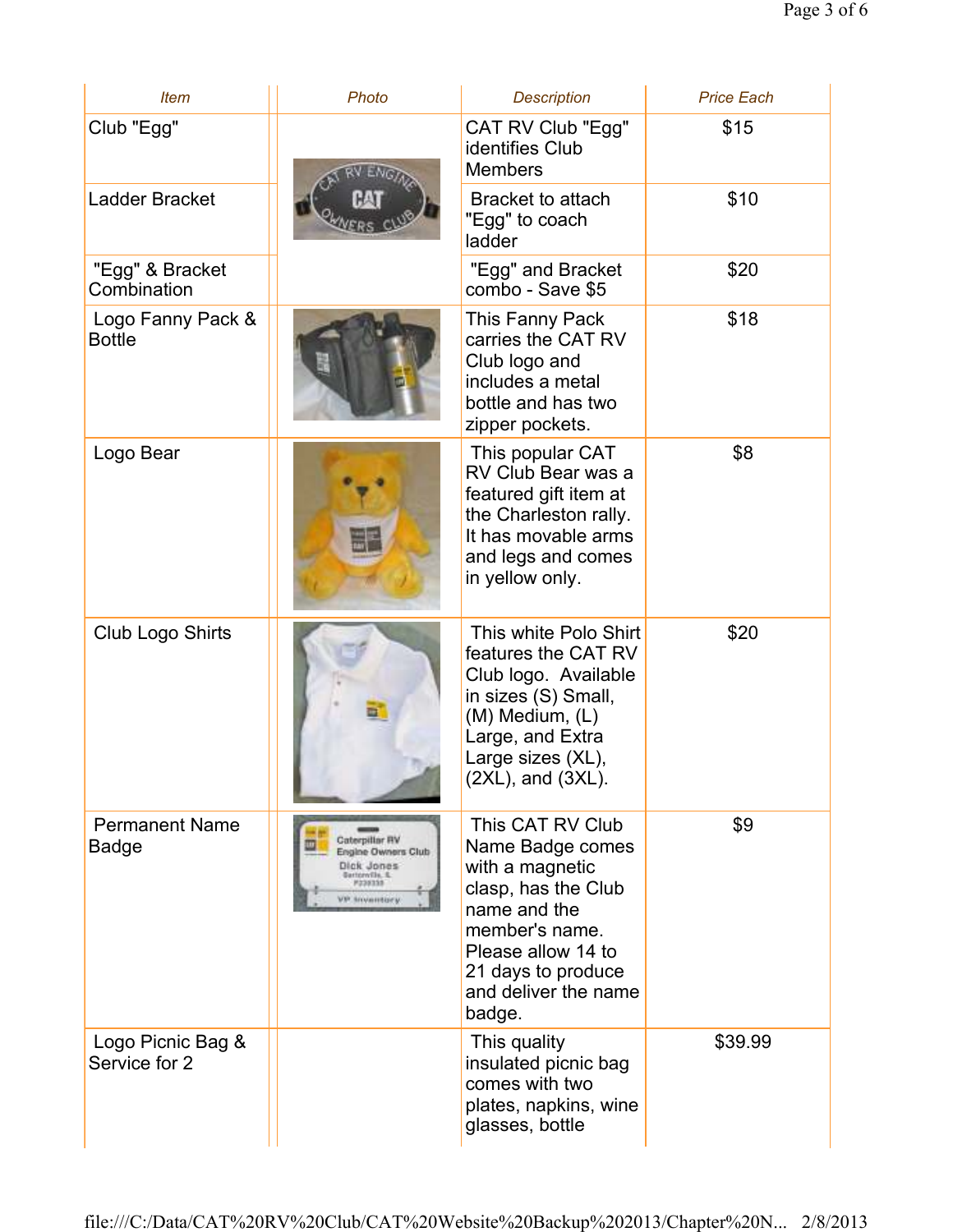| Item | Photo | Description | Price Each |
|---|---|---|---|
| Club "Egg" | | CAT RV Club "Egg" identifies Club Members | $15 |
| Ladder Bracket | | Bracket to attach "Egg" to coach ladder | $10 |
| "Egg" & Bracket Combination | | "Egg" and Bracket combo - Save $5 | $20 |
| Logo Fanny Pack & Bottle | | This Fanny Pack carries the CAT RV Club logo and includes a metal bottle and has two zipper pockets. | $18 |
| Logo Bear | | This popular CAT RV Club Bear was a featured gift item at the Charleston rally. It has movable arms and legs and comes in yellow only. | $8 |
| Club Logo Shirts | | This white Polo Shirt features the CAT RV Club logo. Available in sizes (S) Small, (M) Medium, (L) Large, and Extra Large sizes (XL), (2XL), and (3XL). | $20 |
| Permanent Name Badge | | This CAT RV Club Name Badge comes with a magnetic clasp, has the Club name and the member's name. Please allow 14 to 21 days to produce and deliver the name badge. | $9 |
| Logo Picnic Bag & Service for 2 | | This quality insulated picnic bag comes with two plates, napkins, wine glasses, bottle | $39.99 |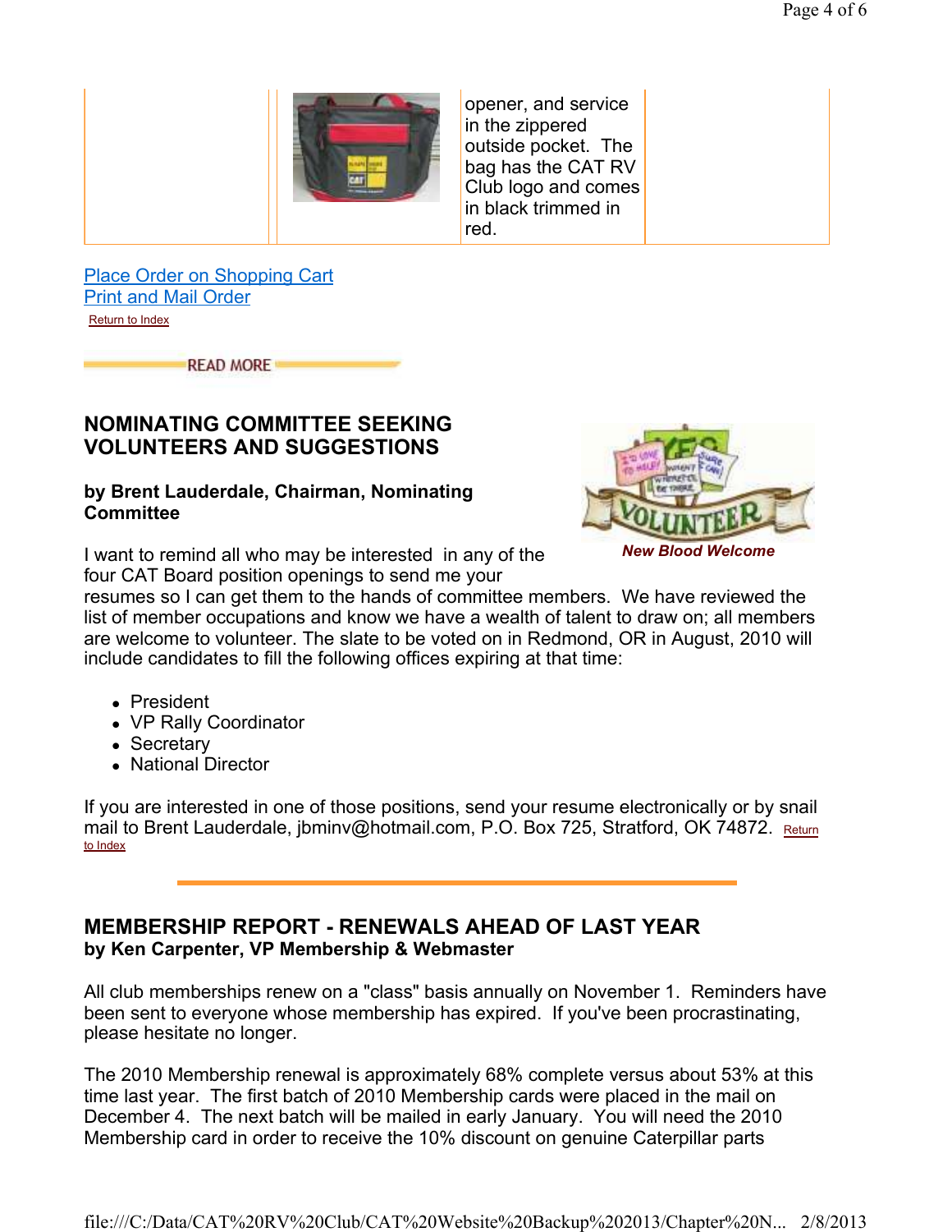|  |  | opener, and service in the zippered outside pocket. The bag has the CAT RV Club logo and comes in black trimmed in red. |  |
|---|---|---|---|

Place Order on Shopping Cart
Print and Mail Order
Return to Index

READ MORE

## NOMINATING COMMITTEE SEEKING VOLUNTEERS AND SUGGESTIONS

**by Brent Lauderdale, Chairman, Nominating Committee**

*New Blood Welcome*

I want to remind all who may be interested in any of the four CAT Board position openings to send me your resumes so I can get them to the hands of committee members. We have reviewed the list of member occupations and know we have a wealth of talent to draw on; all members are welcome to volunteer. The slate to be voted on in Redmond, OR in August, 2010 will include candidates to fill the following offices expiring at that time:

- President
- VP Rally Coordinator
- Secretary
- National Director

If you are interested in one of those positions, send your resume electronically or by snail mail to Brent Lauderdale, jbminv@hotmail.com, P.O. Box 725, Stratford, OK 74872. Return to Index

## MEMBERSHIP REPORT - RENEWALS AHEAD OF LAST YEAR

**by Ken Carpenter, VP Membership & Webmaster**

All club memberships renew on a "class" basis annually on November 1. Reminders have been sent to everyone whose membership has expired. If you've been procrastinating, please hesitate no longer.

The 2010 Membership renewal is approximately 68% complete versus about 53% at this time last year. The first batch of 2010 Membership cards were placed in the mail on December 4. The next batch will be mailed in early January. You will need the 2010 Membership card in order to receive the 10% discount on genuine Caterpillar parts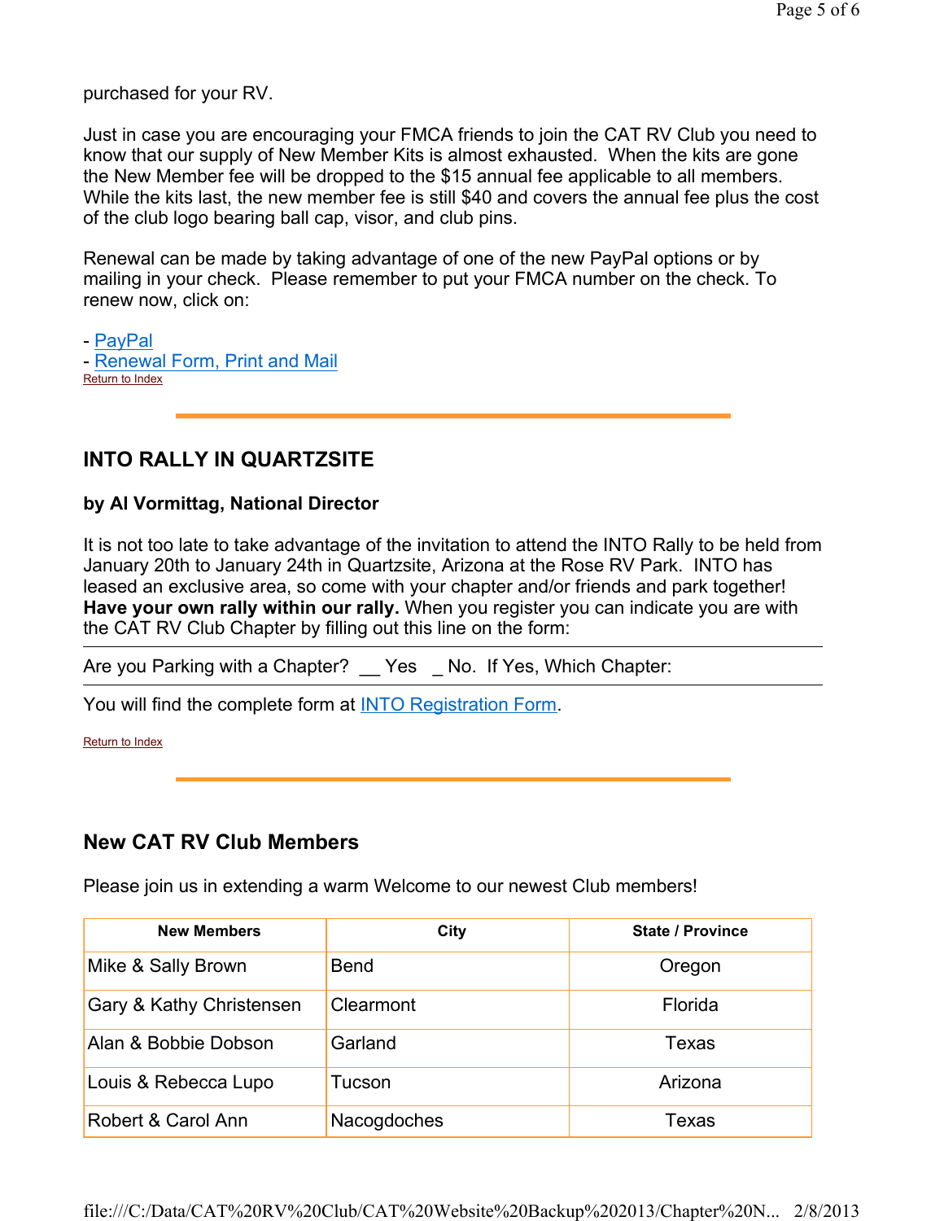purchased for your RV.

Just in case you are encouraging your FMCA friends to join the CAT RV Club you need to know that our supply of New Member Kits is almost exhausted. When the kits are gone the New Member fee will be dropped to the $15 annual fee applicable to all members. While the kits last, the new member fee is still $40 and covers the annual fee plus the cost of the club logo bearing ball cap, visor, and club pins.

Renewal can be made by taking advantage of one of the new PayPal options or by mailing in your check. Please remember to put your FMCA number on the check. To renew now, click on:

- PayPal
- Renewal Form, Print and Mail

Return to Index

---

## INTO RALLY IN QUARTZSITE

**by Al Vormittag, National Director**

It is not too late to take advantage of the invitation to attend the INTO Rally to be held from January 20th to January 24th in Quartzsite, Arizona at the Rose RV Park. INTO has leased an exclusive area, so come with your chapter and/or friends and park together! **Have your own rally within our rally.** When you register you can indicate you are with the CAT RV Club Chapter by filling out this line on the form:

---

Are you Parking with a Chapter? __ Yes _ No. If Yes, Which Chapter:

---

You will find the complete form at INTO Registration Form.

Return to Index

---

## New CAT RV Club Members

Please join us in extending a warm Welcome to our newest Club members!

| New Members | City | State / Province |
|---|---|---|
| Mike & Sally Brown | Bend | Oregon |
| Gary & Kathy Christensen | Clearmont | Florida |
| Alan & Bobbie Dobson | Garland | Texas |
| Louis & Rebecca Lupo | Tucson | Arizona |
| Robert & Carol Ann | Nacogdoches | Texas |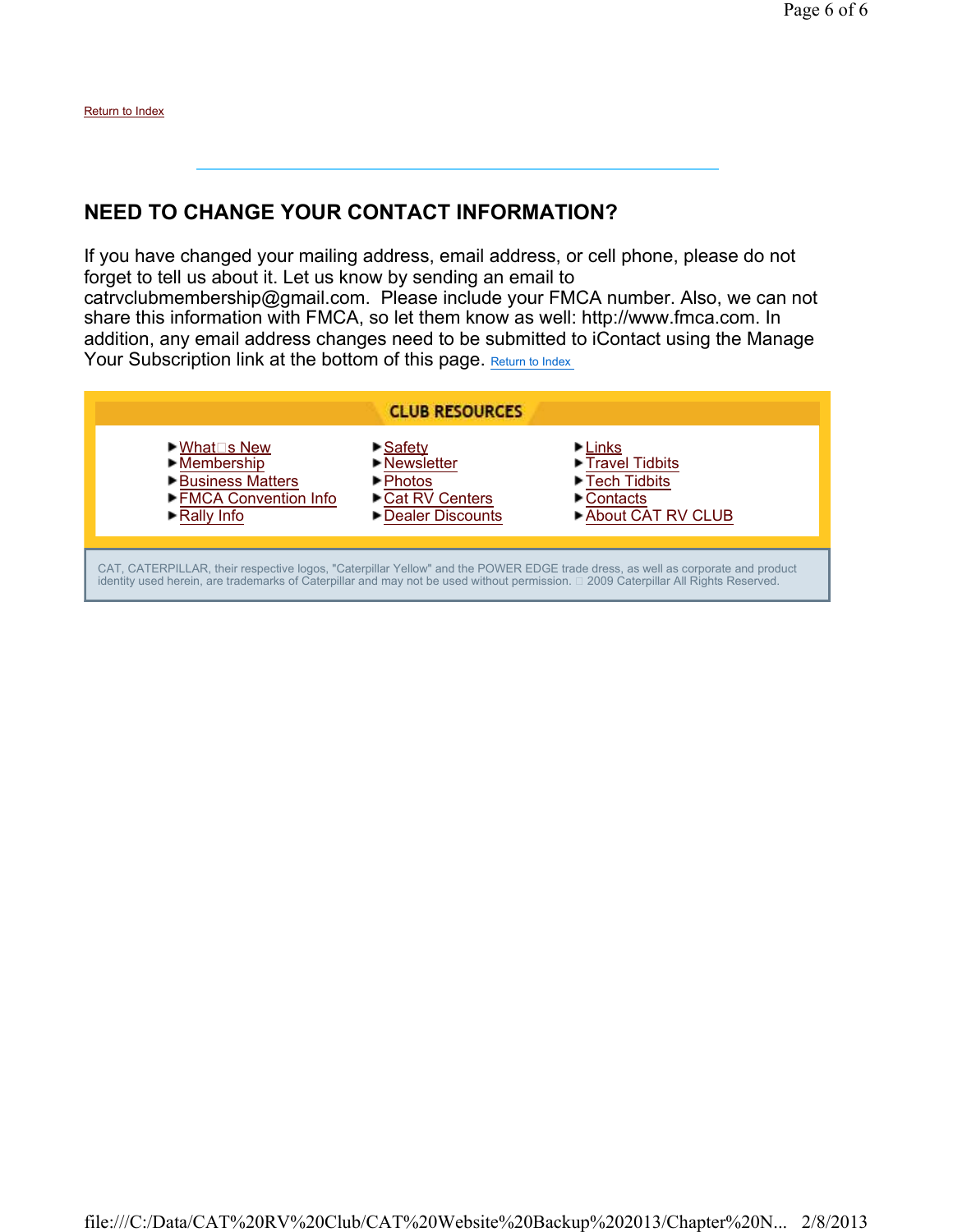Return to Index

---

## NEED TO CHANGE YOUR CONTACT INFORMATION?

If you have changed your mailing address, email address, or cell phone, please do not forget to tell us about it. Let us know by sending an email to catrvclubmembership@gmail.com. Please include your FMCA number. Also, we can not share this information with FMCA, so let them know as well: http://www.fmca.com. In addition, any email address changes need to be submitted to iContact using the Manage Your Subscription link at the bottom of this page. Return to Index

**CLUB RESOURCES**

| | | |
|---|---|---|
| ▸ What□s New | ▸ Safety | ▸ Links |
| ▸ Membership | ▸ Newsletter | ▸ Travel Tidbits |
| ▸ Business Matters | ▸ Photos | ▸ Tech Tidbits |
| ▸ FMCA Convention Info | ▸ Cat RV Centers | ▸ Contacts |
| ▸ Rally Info | ▸ Dealer Discounts | ▸ About CAT RV CLUB |

CAT, CATERPILLAR, their respective logos, "Caterpillar Yellow" and the POWER EDGE trade dress, as well as corporate and product identity used herein, are trademarks of Caterpillar and may not be used without permission. □ 2009 Caterpillar All Rights Reserved.